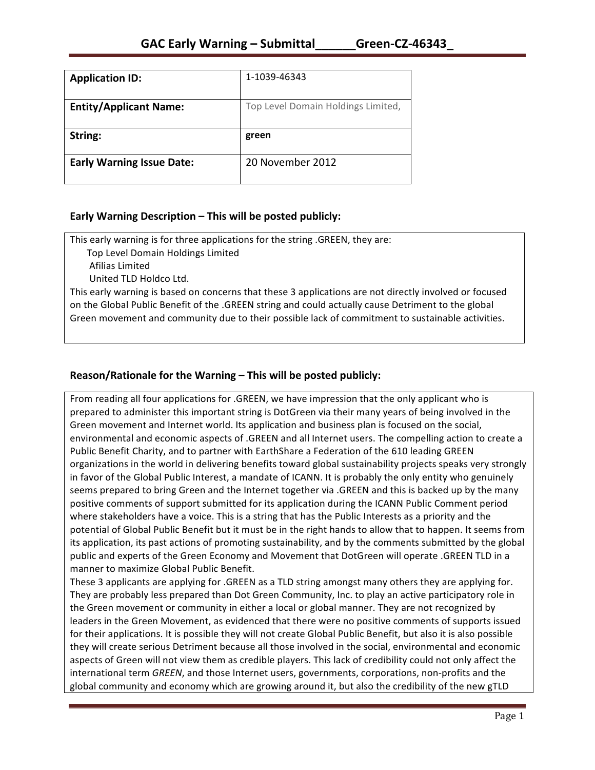# GAC Early Warning – Submittal______Green-CZ-46343_

| **Application ID:** | 1-1039-46343 |
|---|---|
| **Entity/Applicant Name:** | Top Level Domain Holdings Limited, |
| **String:** | **green** |
| **Early Warning Issue Date:** | 20 November 2012 |

## Early Warning Description – This will be posted publicly:

This early warning is for three applications for the string .GREEN, they are:

- Top Level Domain Holdings Limited
- Afilias Limited
- United TLD Holdco Ltd.

This early warning is based on concerns that these 3 applications are not directly involved or focused on the Global Public Benefit of the .GREEN string and could actually cause Detriment to the global Green movement and community due to their possible lack of commitment to sustainable activities.

## Reason/Rationale for the Warning – This will be posted publicly:

From reading all four applications for .GREEN, we have impression that the only applicant who is prepared to administer this important string is DotGreen via their many years of being involved in the Green movement and Internet world. Its application and business plan is focused on the social, environmental and economic aspects of .GREEN and all Internet users. The compelling action to create a Public Benefit Charity, and to partner with EarthShare a Federation of the 610 leading GREEN organizations in the world in delivering benefits toward global sustainability projects speaks very strongly in favor of the Global Public Interest, a mandate of ICANN. It is probably the only entity who genuinely seems prepared to bring Green and the Internet together via .GREEN and this is backed up by the many positive comments of support submitted for its application during the ICANN Public Comment period where stakeholders have a voice. This is a string that has the Public Interests as a priority and the potential of Global Public Benefit but it must be in the right hands to allow that to happen. It seems from its application, its past actions of promoting sustainability, and by the comments submitted by the global public and experts of the Green Economy and Movement that DotGreen will operate .GREEN TLD in a manner to maximize Global Public Benefit.

These 3 applicants are applying for .GREEN as a TLD string amongst many others they are applying for. They are probably less prepared than Dot Green Community, Inc. to play an active participatory role in the Green movement or community in either a local or global manner. They are not recognized by leaders in the Green Movement, as evidenced that there were no positive comments of supports issued for their applications. It is possible they will not create Global Public Benefit, but also it is also possible they will create serious Detriment because all those involved in the social, environmental and economic aspects of Green will not view them as credible players. This lack of credibility could not only affect the international term *GREEN*, and those Internet users, governments, corporations, non-profits and the global community and economy which are growing around it, but also the credibility of the new gTLD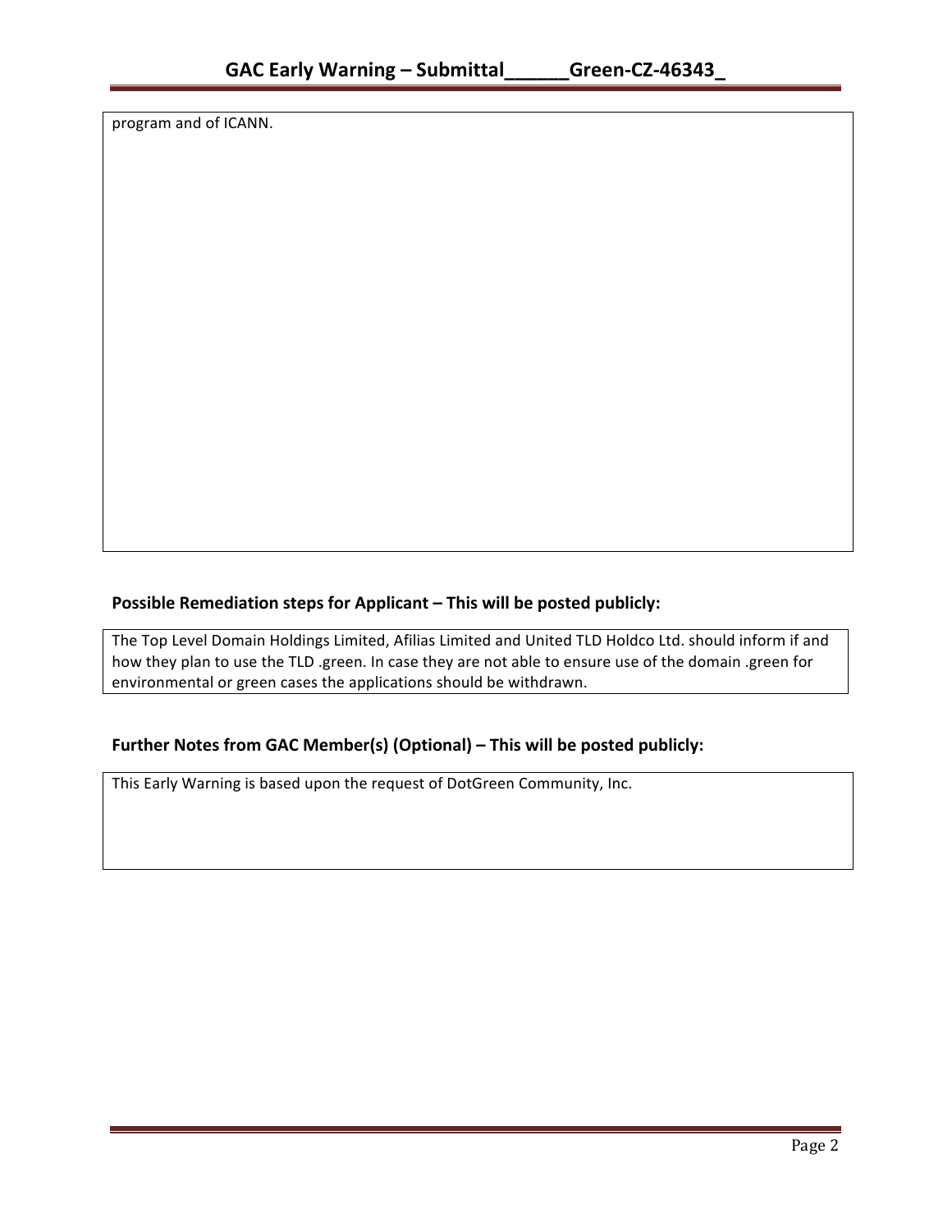program and of ICANN.

### Possible Remediation steps for Applicant – This will be posted publicly:

The Top Level Domain Holdings Limited, Afilias Limited and United TLD Holdco Ltd. should inform if and how they plan to use the TLD .green. In case they are not able to ensure use of the domain .green for environmental or green cases the applications should be withdrawn.

### Further Notes from GAC Member(s) (Optional) – This will be posted publicly:

This Early Warning is based upon the request of DotGreen Community, Inc.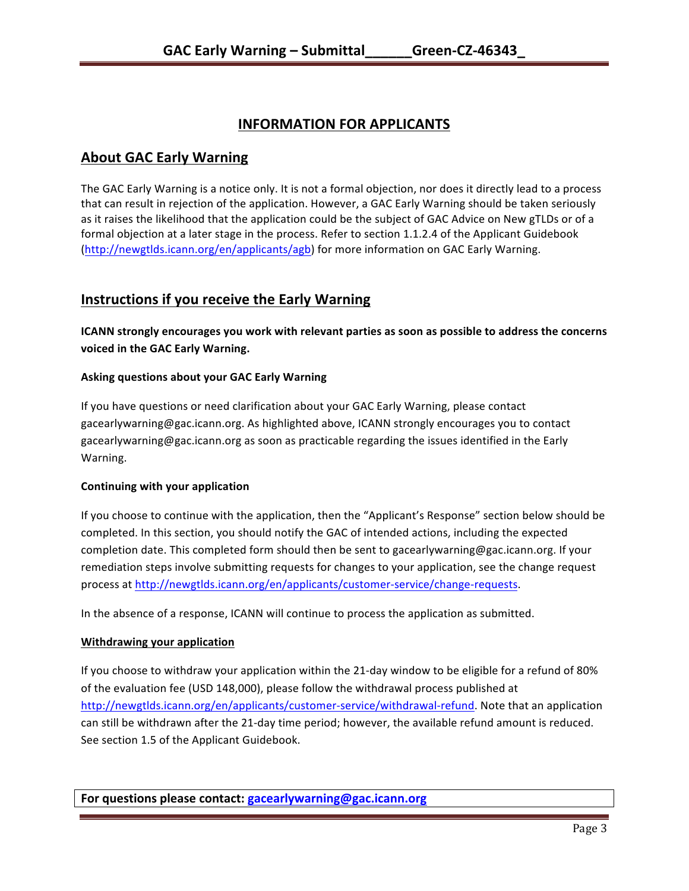# INFORMATION FOR APPLICANTS

## About GAC Early Warning

The GAC Early Warning is a notice only. It is not a formal objection, nor does it directly lead to a process that can result in rejection of the application. However, a GAC Early Warning should be taken seriously as it raises the likelihood that the application could be the subject of GAC Advice on New gTLDs or of a formal objection at a later stage in the process. Refer to section 1.1.2.4 of the Applicant Guidebook (http://newgtlds.icann.org/en/applicants/agb) for more information on GAC Early Warning.

## Instructions if you receive the Early Warning

**ICANN strongly encourages you work with relevant parties as soon as possible to address the concerns voiced in the GAC Early Warning.**

### Asking questions about your GAC Early Warning

If you have questions or need clarification about your GAC Early Warning, please contact gacearlywarning@gac.icann.org. As highlighted above, ICANN strongly encourages you to contact gacearlywarning@gac.icann.org as soon as practicable regarding the issues identified in the Early Warning.

### Continuing with your application

If you choose to continue with the application, then the "Applicant's Response" section below should be completed. In this section, you should notify the GAC of intended actions, including the expected completion date. This completed form should then be sent to gacearlywarning@gac.icann.org. If your remediation steps involve submitting requests for changes to your application, see the change request process at http://newgtlds.icann.org/en/applicants/customer-service/change-requests.

In the absence of a response, ICANN will continue to process the application as submitted.

### Withdrawing your application

If you choose to withdraw your application within the 21-day window to be eligible for a refund of 80% of the evaluation fee (USD 148,000), please follow the withdrawal process published at http://newgtlds.icann.org/en/applicants/customer-service/withdrawal-refund. Note that an application can still be withdrawn after the 21-day time period; however, the available refund amount is reduced. See section 1.5 of the Applicant Guidebook.

**For questions please contact: gacearlywarning@gac.icann.org**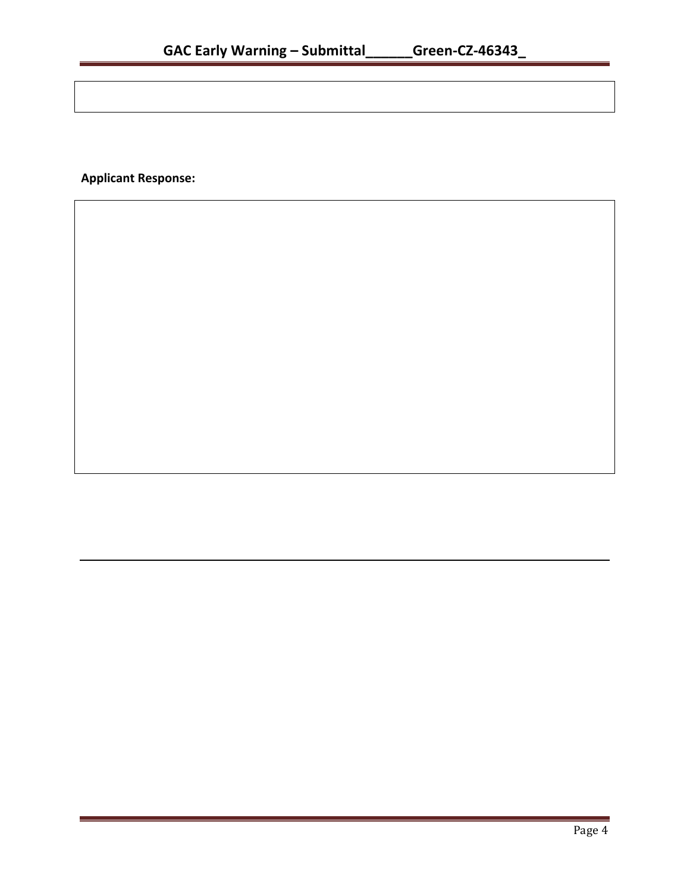**Applicant Response:**